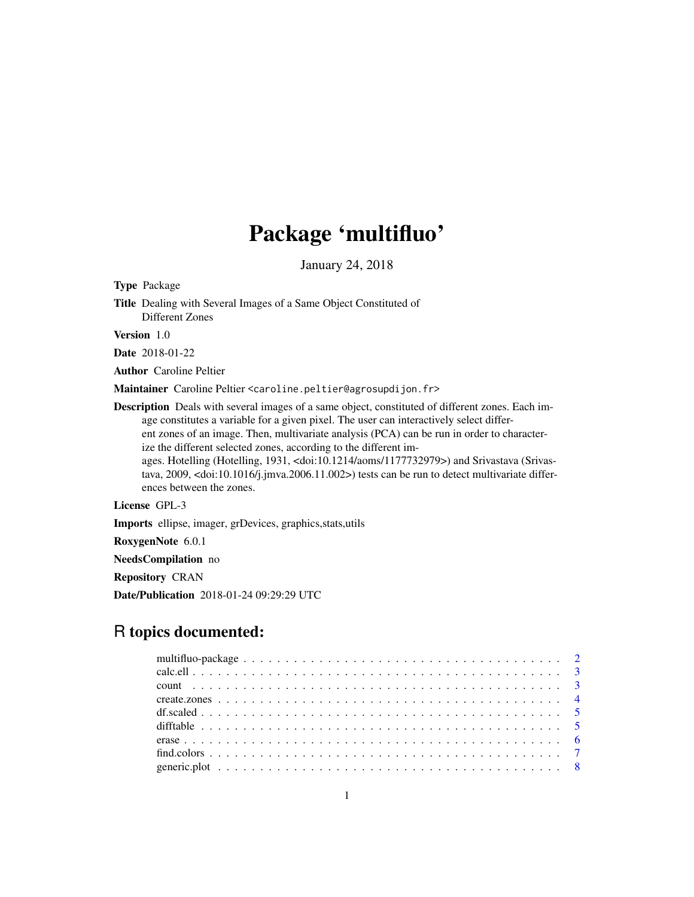# Package 'multifluo'

January 24, 2018

**Type** Package

**Title** Dealing with Several Images of a Same Object Constituted of Different Zones

**Version** 1.0

**Date** 2018-01-22

**Author** Caroline Peltier

**Maintainer** Caroline Peltier <caroline.peltier@agrosupdijon.fr>

**Description** Deals with several images of a same object, constituted of different zones. Each image constitutes a variable for a given pixel. The user can interactively select different zones of an image. Then, multivariate analysis (PCA) can be run in order to characterize the different selected zones, according to the different images. Hotelling (Hotelling, 1931, <doi:10.1214/aoms/1177732979>) and Srivastava (Srivastava, 2009, <doi:10.1016/j.jmva.2006.11.002>) tests can be run to detect multivariate differences between the zones.

**License** GPL-3

**Imports** ellipse, imager, grDevices, graphics,stats,utils

**RoxygenNote** 6.0.1

**NeedsCompilation** no

**Repository** CRAN

**Date/Publication** 2018-01-24 09:29:29 UTC

## R topics documented:

| | |
|---|---|
| multifluo-package | 2 |
| calc.ell | 3 |
| count | 3 |
| create.zones | 4 |
| df.scaled | 5 |
| difftable | 5 |
| erase | 6 |
| find.colors | 7 |
| generic.plot | 8 |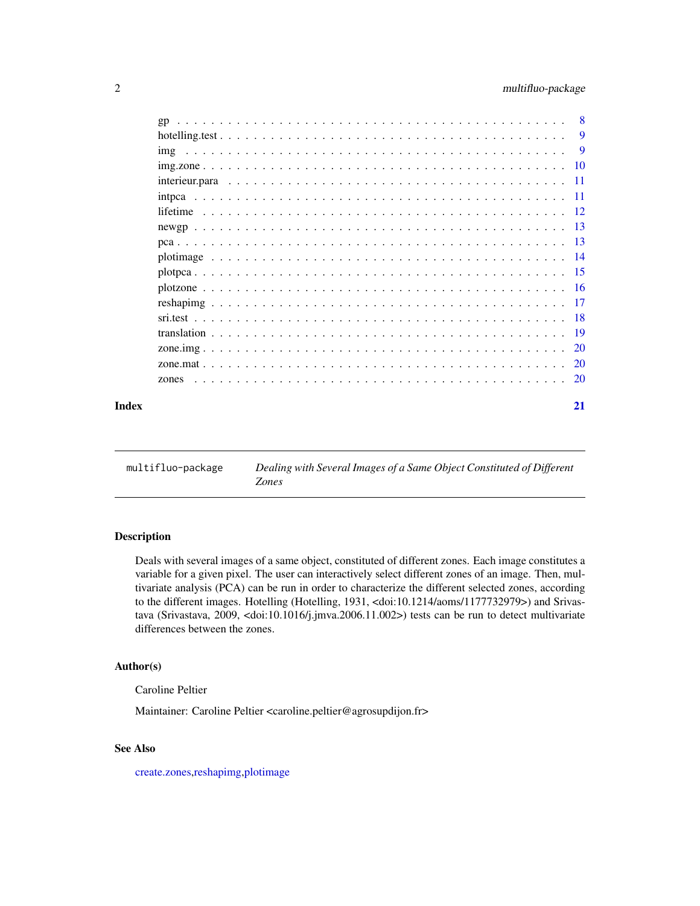| | |
|---|---|
| gp | 8 |
| hotelling.test | 9 |
| img | 9 |
| img.zone | 10 |
| interieur.para | 11 |
| intpca | 11 |
| lifetime | 12 |
| newgp | 13 |
| pca | 13 |
| plotimage | 14 |
| plotpca | 15 |
| plotzone | 16 |
| reshapimg | 17 |
| sri.test | 18 |
| translation | 19 |
| zone.img | 20 |
| zone.mat | 20 |
| zones | 20 |

**Index** 21

---

`multifluo-package` *Dealing with Several Images of a Same Object Constituted of Different Zones*

---

## Description

Deals with several images of a same object, constituted of different zones. Each image constitutes a variable for a given pixel. The user can interactively select different zones of an image. Then, multivariate analysis (PCA) can be run in order to characterize the different selected zones, according to the different images. Hotelling (Hotelling, 1931, <doi:10.1214/aoms/1177732979>) and Srivastava (Srivastava, 2009, <doi:10.1016/j.jmva.2006.11.002>) tests can be run to detect multivariate differences between the zones.

## Author(s)

Caroline Peltier

Maintainer: Caroline Peltier <caroline.peltier@agrosupdijon.fr>

## See Also

create.zones,reshapimg,plotimage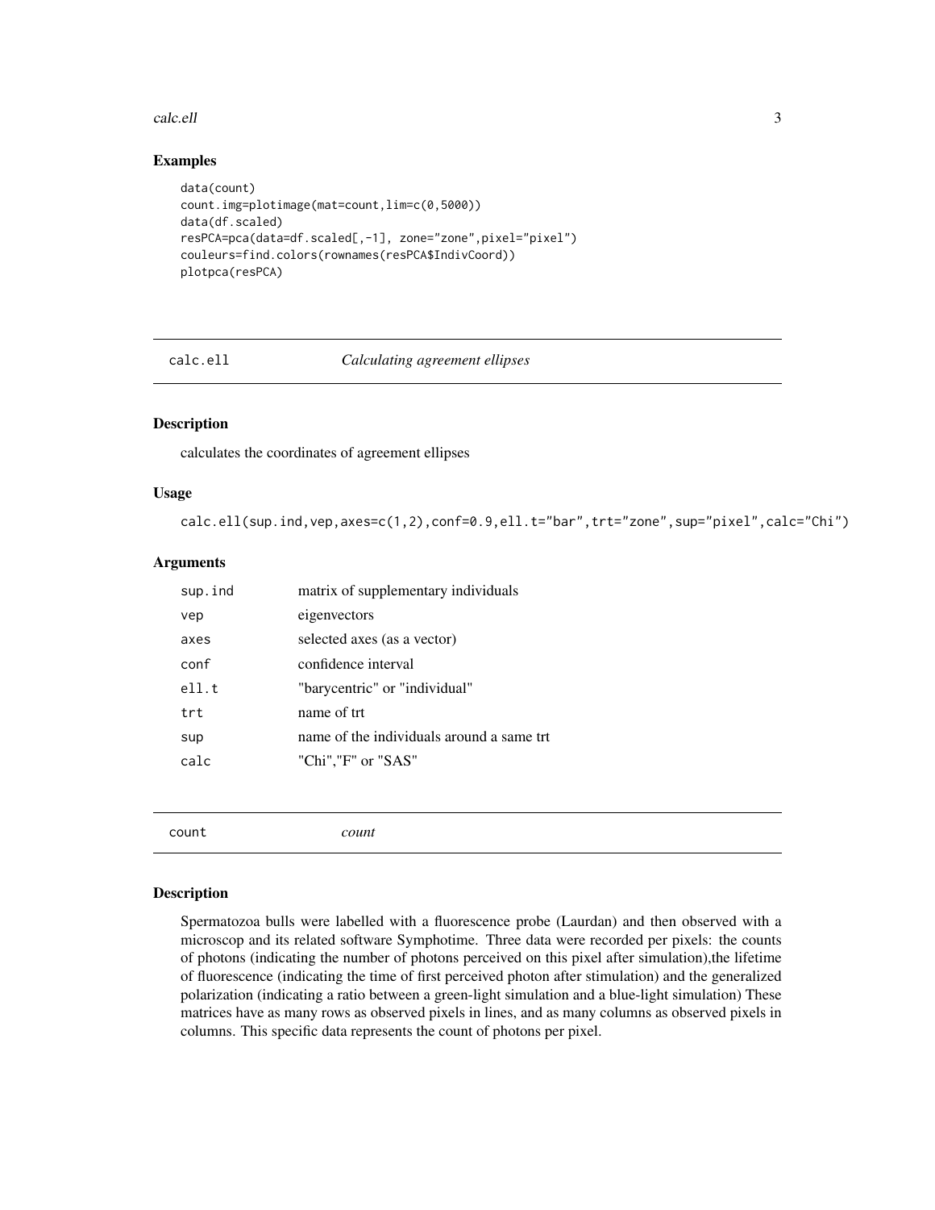## Examples

```
data(count)
count.img=plotimage(mat=count,lim=c(0,5000))
data(df.scaled)
resPCA=pca(data=df.scaled[,-1], zone="zone",pixel="pixel")
couleurs=find.colors(rownames(resPCA$IndivCoord))
plotpca(resPCA)
```

---

# calc.ell *Calculating agreement ellipses*

## Description

calculates the coordinates of agreement ellipses

## Usage

```
calc.ell(sup.ind,vep,axes=c(1,2),conf=0.9,ell.t="bar",trt="zone",sup="pixel",calc="Chi")
```

## Arguments

| | |
|---|---|
| sup.ind | matrix of supplementary individuals |
| vep | eigenvectors |
| axes | selected axes (as a vector) |
| conf | confidence interval |
| ell.t | "barycentric" or "individual" |
| trt | name of trt |
| sup | name of the individuals around a same trt |
| calc | "Chi","F" or "SAS" |

---

# count *count*

## Description

Spermatozoa bulls were labelled with a fluorescence probe (Laurdan) and then observed with a microscop and its related software Symphotime. Three data were recorded per pixels: the counts of photons (indicating the number of photons perceived on this pixel after simulation),the lifetime of fluorescence (indicating the time of first perceived photon after stimulation) and the generalized polarization (indicating a ratio between a green-light simulation and a blue-light simulation) These matrices have as many rows as observed pixels in lines, and as many columns as observed pixels in columns. This specific data represents the count of photons per pixel.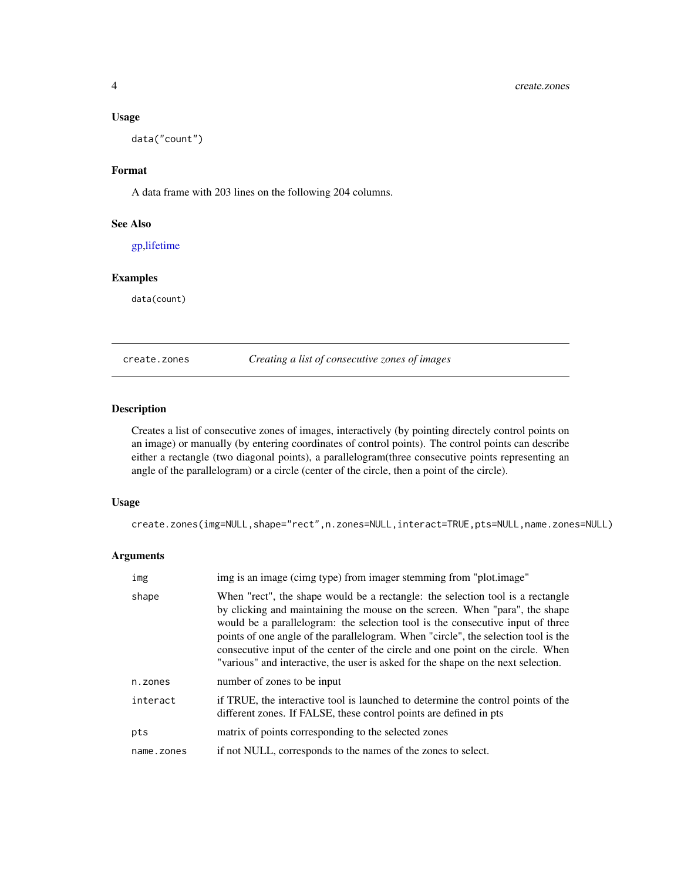### Usage

```
data("count")
```

### Format

A data frame with 203 lines on the following 204 columns.

### See Also

gp,lifetime

### Examples

```
data(count)
```

---

## create.zones *Creating a list of consecutive zones of images*

---

### Description

Creates a list of consecutive zones of images, interactively (by pointing directely control points on an image) or manually (by entering coordinates of control points). The control points can describe either a rectangle (two diagonal points), a parallelogram(three consecutive points representing an angle of the parallelogram) or a circle (center of the circle, then a point of the circle).

### Usage

```
create.zones(img=NULL,shape="rect",n.zones=NULL,interact=TRUE,pts=NULL,name.zones=NULL)
```

### Arguments

| | |
|---|---|
| img | img is an image (cimg type) from imager stemming from "plot.image" |
| shape | When "rect", the shape would be a rectangle: the selection tool is a rectangle by clicking and maintaining the mouse on the screen. When "para", the shape would be a parallelogram: the selection tool is the consecutive input of three points of one angle of the parallelogram. When "circle", the selection tool is the consecutive input of the center of the circle and one point on the circle. When "various" and interactive, the user is asked for the shape on the next selection. |
| n.zones | number of zones to be input |
| interact | if TRUE, the interactive tool is launched to determine the control points of the different zones. If FALSE, these control points are defined in pts |
| pts | matrix of points corresponding to the selected zones |
| name.zones | if not NULL, corresponds to the names of the zones to select. |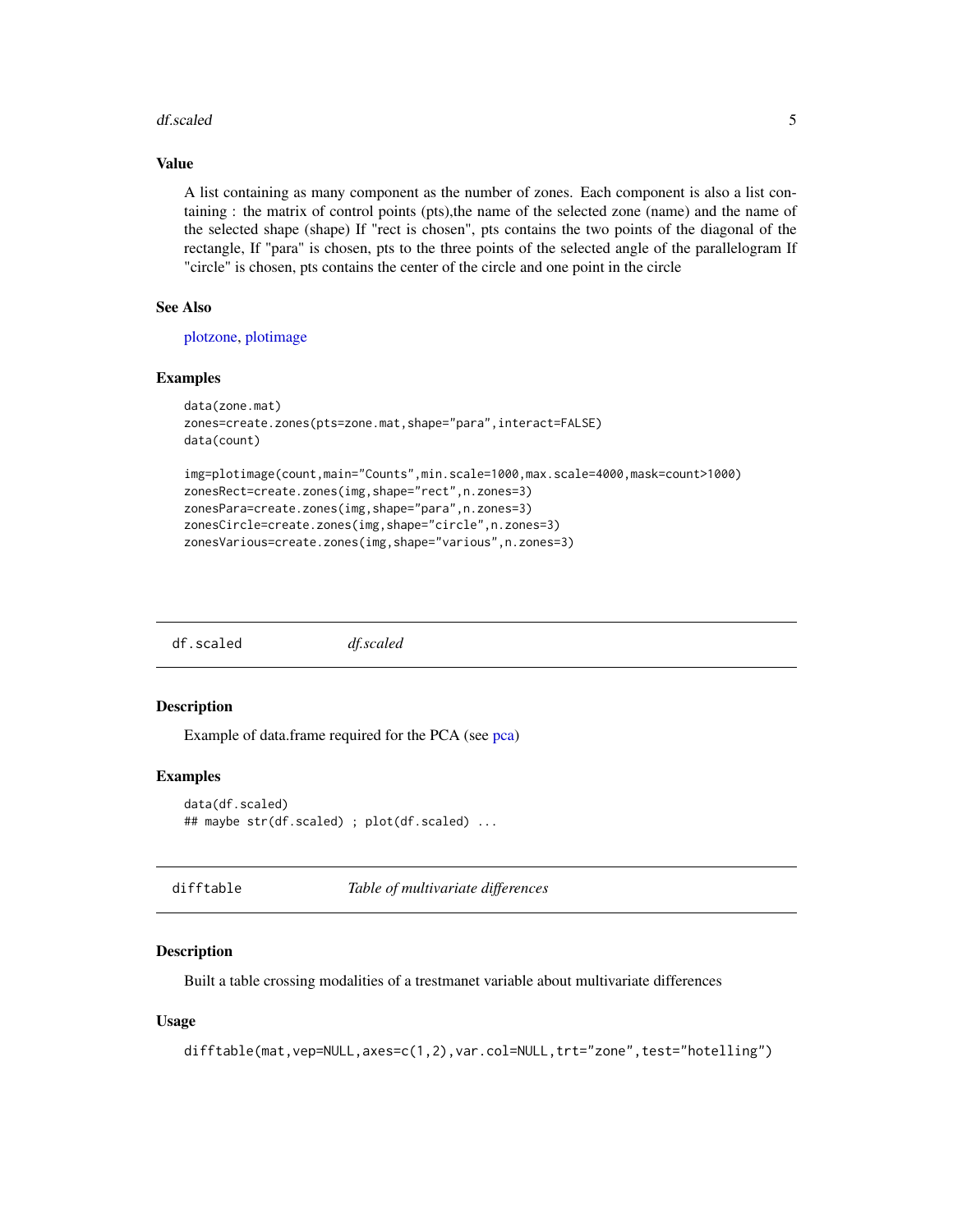## Value

A list containing as many component as the number of zones. Each component is also a list containing : the matrix of control points (pts),the name of the selected zone (name) and the name of the selected shape (shape) If "rect is chosen", pts contains the two points of the diagonal of the rectangle, If "para" is chosen, pts to the three points of the selected angle of the parallelogram If "circle" is chosen, pts contains the center of the circle and one point in the circle

## See Also

plotzone, plotimage

## Examples

```
data(zone.mat)
zones=create.zones(pts=zone.mat,shape="para",interact=FALSE)
data(count)

img=plotimage(count,main="Counts",min.scale=1000,max.scale=4000,mask=count>1000)
zonesRect=create.zones(img,shape="rect",n.zones=3)
zonesPara=create.zones(img,shape="para",n.zones=3)
zonesCircle=create.zones(img,shape="circle",n.zones=3)
zonesVarious=create.zones(img,shape="various",n.zones=3)
```

---

# df.scaled &nbsp;&nbsp;&nbsp;&nbsp; *df.scaled*

## Description

Example of data.frame required for the PCA (see pca)

## Examples

```
data(df.scaled)
## maybe str(df.scaled) ; plot(df.scaled) ...
```

---

# difftable &nbsp;&nbsp;&nbsp;&nbsp; *Table of multivariate differences*

## Description

Built a table crossing modalities of a trestmanet variable about multivariate differences

## Usage

```
difftable(mat,vep=NULL,axes=c(1,2),var.col=NULL,trt="zone",test="hotelling")
```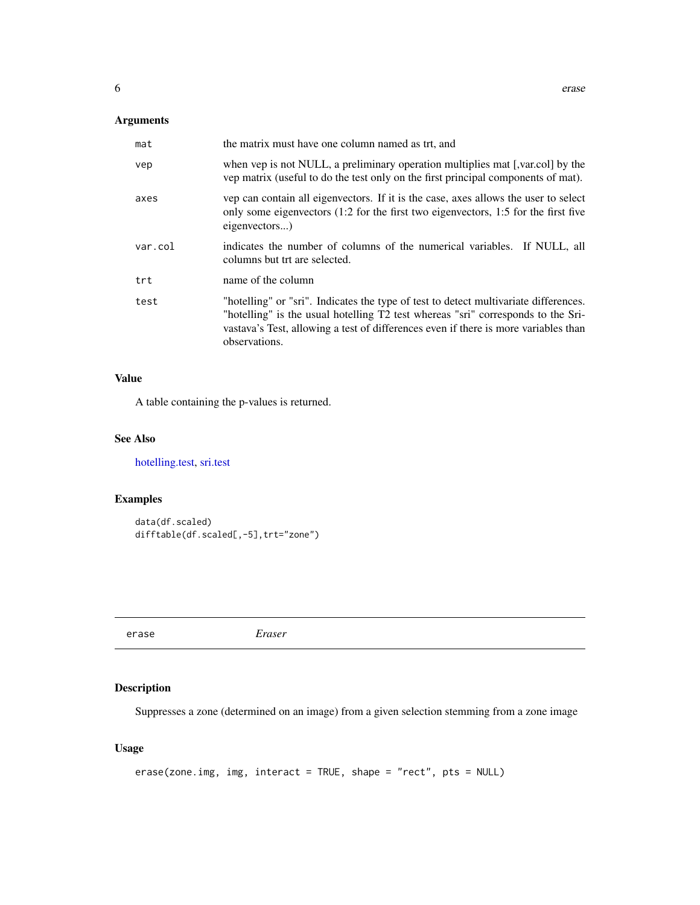## Arguments

| | |
|---|---|
| `mat` | the matrix must have one column named as trt, and |
| `vep` | when vep is not NULL, a preliminary operation multiplies mat [,var.col] by the vep matrix (useful to do the test only on the first principal components of mat). |
| `axes` | vep can contain all eigenvectors. If it is the case, axes allows the user to select only some eigenvectors (1:2 for the first two eigenvectors, 1:5 for the first five eigenvectors...) |
| `var.col` | indicates the number of columns of the numerical variables. If NULL, all columns but trt are selected. |
| `trt` | name of the column |
| `test` | "hotelling" or "sri". Indicates the type of test to detect multivariate differences. "hotelling" is the usual hotelling T2 test whereas "sri" corresponds to the Srivastava's Test, allowing a test of differences even if there is more variables than observations. |

## Value

A table containing the p-values is returned.

## See Also

hotelling.test, sri.test

## Examples

```
data(df.scaled)
difftable(df.scaled[,-5],trt="zone")
```

---

# erase *Eraser*

## Description

Suppresses a zone (determined on an image) from a given selection stemming from a zone image

## Usage

```
erase(zone.img, img, interact = TRUE, shape = "rect", pts = NULL)
```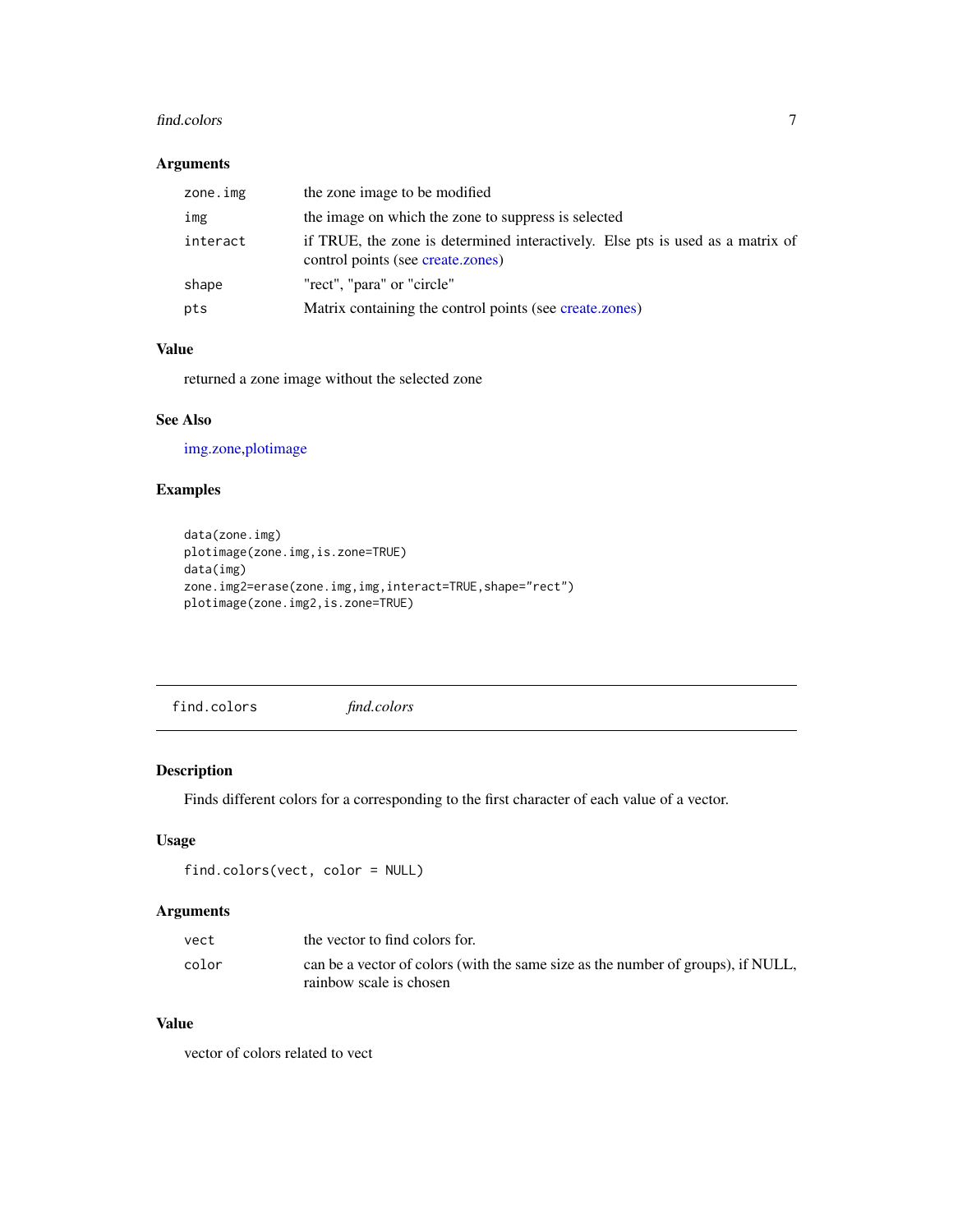### Arguments

| | |
|---|---|
| `zone.img` | the zone image to be modified |
| `img` | the image on which the zone to suppress is selected |
| `interact` | if TRUE, the zone is determined interactively. Else pts is used as a matrix of control points (see create.zones) |
| `shape` | "rect", "para" or "circle" |
| `pts` | Matrix containing the control points (see create.zones) |

### Value

returned a zone image without the selected zone

### See Also

img.zone,plotimage

### Examples

```
data(zone.img)
plotimage(zone.img,is.zone=TRUE)
data(img)
zone.img2=erase(zone.img,img,interact=TRUE,shape="rect")
plotimage(zone.img2,is.zone=TRUE)
```

---

## find.colors *find.colors*

### Description

Finds different colors for a corresponding to the first character of each value of a vector.

### Usage

```
find.colors(vect, color = NULL)
```

### Arguments

| | |
|---|---|
| `vect` | the vector to find colors for. |
| `color` | can be a vector of colors (with the same size as the number of groups), if NULL, rainbow scale is chosen |

### Value

vector of colors related to vect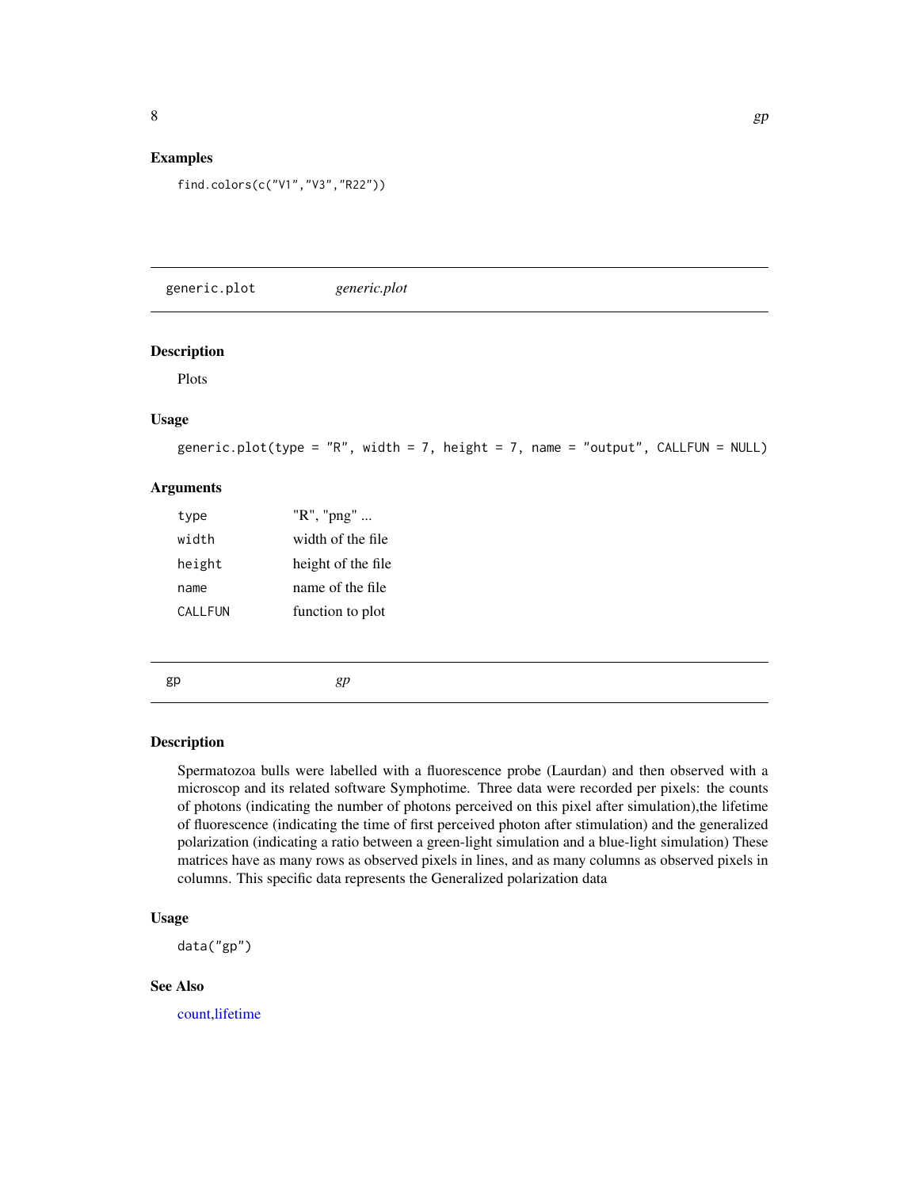## Examples

```
find.colors(c("V1","V3","R22"))
```

---

## generic.plot *generic.plot*

### Description

Plots

### Usage

```
generic.plot(type = "R", width = 7, height = 7, name = "output", CALLFUN = NULL)
```

### Arguments

| | |
|---|---|
| type | "R", "png" ... |
| width | width of the file |
| height | height of the file |
| name | name of the file |
| CALLFUN | function to plot |

---

## gp *gp*

### Description

Spermatozoa bulls were labelled with a fluorescence probe (Laurdan) and then observed with a microscop and its related software Symphotime. Three data were recorded per pixels: the counts of photons (indicating the number of photons perceived on this pixel after simulation),the lifetime of fluorescence (indicating the time of first perceived photon after stimulation) and the generalized polarization (indicating a ratio between a green-light simulation and a blue-light simulation) These matrices have as many rows as observed pixels in lines, and as many columns as observed pixels in columns. This specific data represents the Generalized polarization data

### Usage

```
data("gp")
```

### See Also

count,lifetime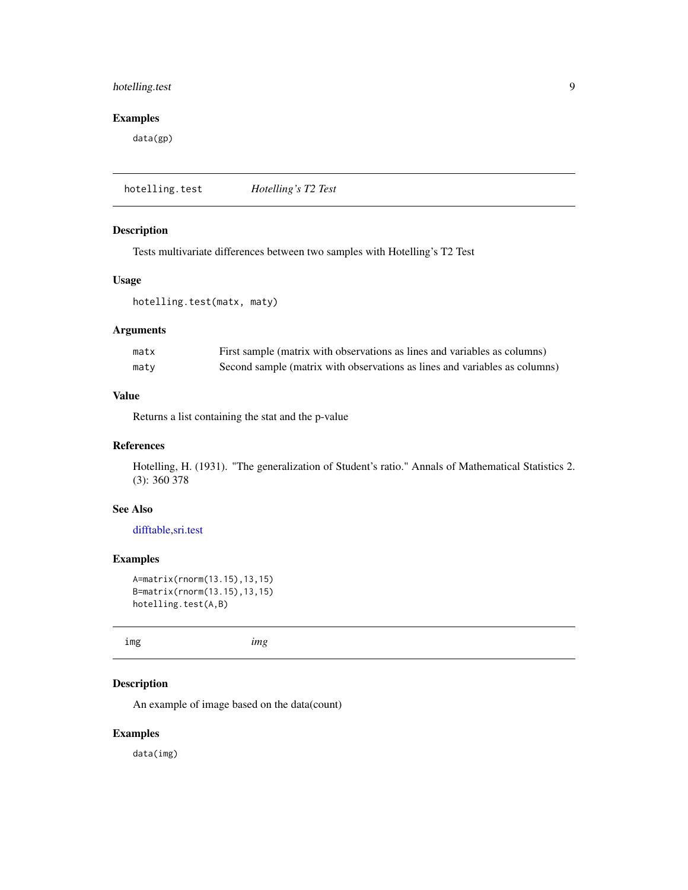### Examples

```
data(gp)
```

## hotelling.test *Hotelling's T2 Test*

### Description

Tests multivariate differences between two samples with Hotelling's T2 Test

### Usage

```
hotelling.test(matx, maty)
```

### Arguments

| | |
|---|---|
| matx | First sample (matrix with observations as lines and variables as columns) |
| maty | Second sample (matrix with observations as lines and variables as columns) |

### Value

Returns a list containing the stat and the p-value

### References

Hotelling, H. (1931). "The generalization of Student's ratio." Annals of Mathematical Statistics 2. (3): 360 378

### See Also

difftable,sri.test

### Examples

```
A=matrix(rnorm(13.15),13,15)
B=matrix(rnorm(13.15),13,15)
hotelling.test(A,B)
```

## img *img*

### Description

An example of image based on the data(count)

### Examples

```
data(img)
```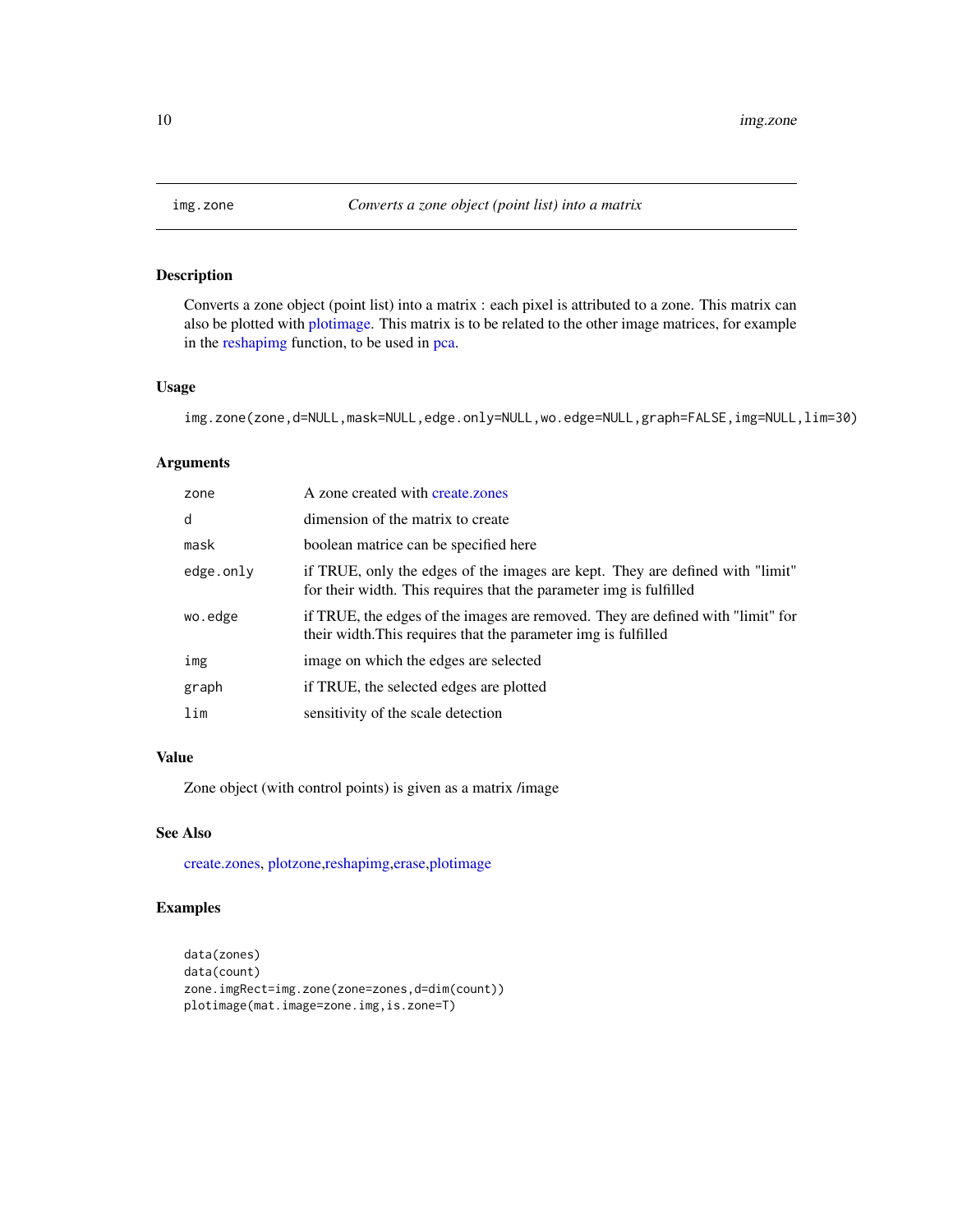# img.zone — *Converts a zone object (point list) into a matrix*

## Description

Converts a zone object (point list) into a matrix : each pixel is attributed to a zone. This matrix can also be plotted with plotimage. This matrix is to be related to the other image matrices, for example in the reshapimg function, to be used in pca.

## Usage

```
img.zone(zone,d=NULL,mask=NULL,edge.only=NULL,wo.edge=NULL,graph=FALSE,img=NULL,lim=30)
```

## Arguments

| | |
|---|---|
| `zone` | A zone created with create.zones |
| `d` | dimension of the matrix to create |
| `mask` | boolean matrice can be specified here |
| `edge.only` | if TRUE, only the edges of the images are kept. They are defined with "limit" for their width. This requires that the parameter img is fulfilled |
| `wo.edge` | if TRUE, the edges of the images are removed. They are defined with "limit" for their width.This requires that the parameter img is fulfilled |
| `img` | image on which the edges are selected |
| `graph` | if TRUE, the selected edges are plotted |
| `lim` | sensitivity of the scale detection |

## Value

Zone object (with control points) is given as a matrix /image

## See Also

create.zones, plotzone,reshapimg,erase,plotimage

## Examples

```
data(zones)
data(count)
zone.imgRect=img.zone(zone=zones,d=dim(count))
plotimage(mat.image=zone.img,is.zone=T)
```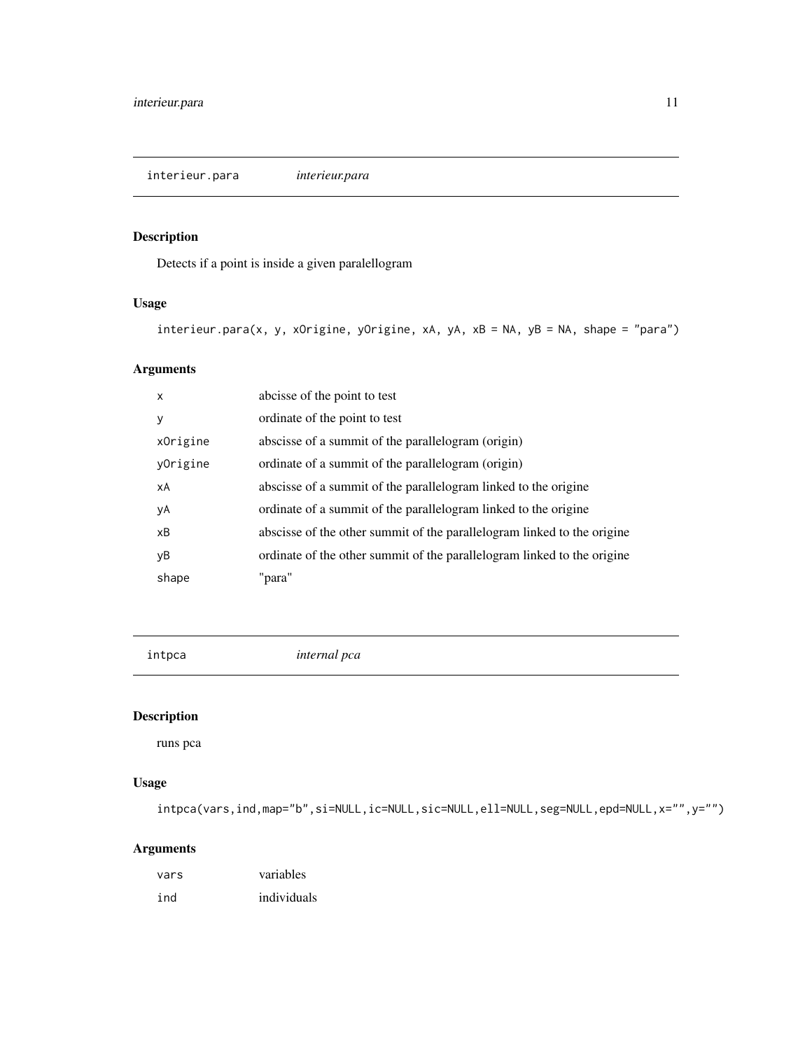## interieur.para *interieur.para*

### Description

Detects if a point is inside a given paralellogram

### Usage

```
interieur.para(x, y, xOrigine, yOrigine, xA, yA, xB = NA, yB = NA, shape = "para")
```

### Arguments

| | |
|---|---|
| x | abcisse of the point to test |
| y | ordinate of the point to test |
| xOrigine | abscisse of a summit of the parallelogram (origin) |
| yOrigine | ordinate of a summit of the parallelogram (origin) |
| xA | abscisse of a summit of the parallelogram linked to the origine |
| yA | ordinate of a summit of the parallelogram linked to the origine |
| xB | abscisse of the other summit of the parallelogram linked to the origine |
| yB | ordinate of the other summit of the parallelogram linked to the origine |
| shape | "para" |

## intpca *internal pca*

### Description

runs pca

### Usage

```
intpca(vars,ind,map="b",si=NULL,ic=NULL,sic=NULL,ell=NULL,seg=NULL,epd=NULL,x="",y="")
```

### Arguments

| | |
|---|---|
| vars | variables |
| ind | individuals |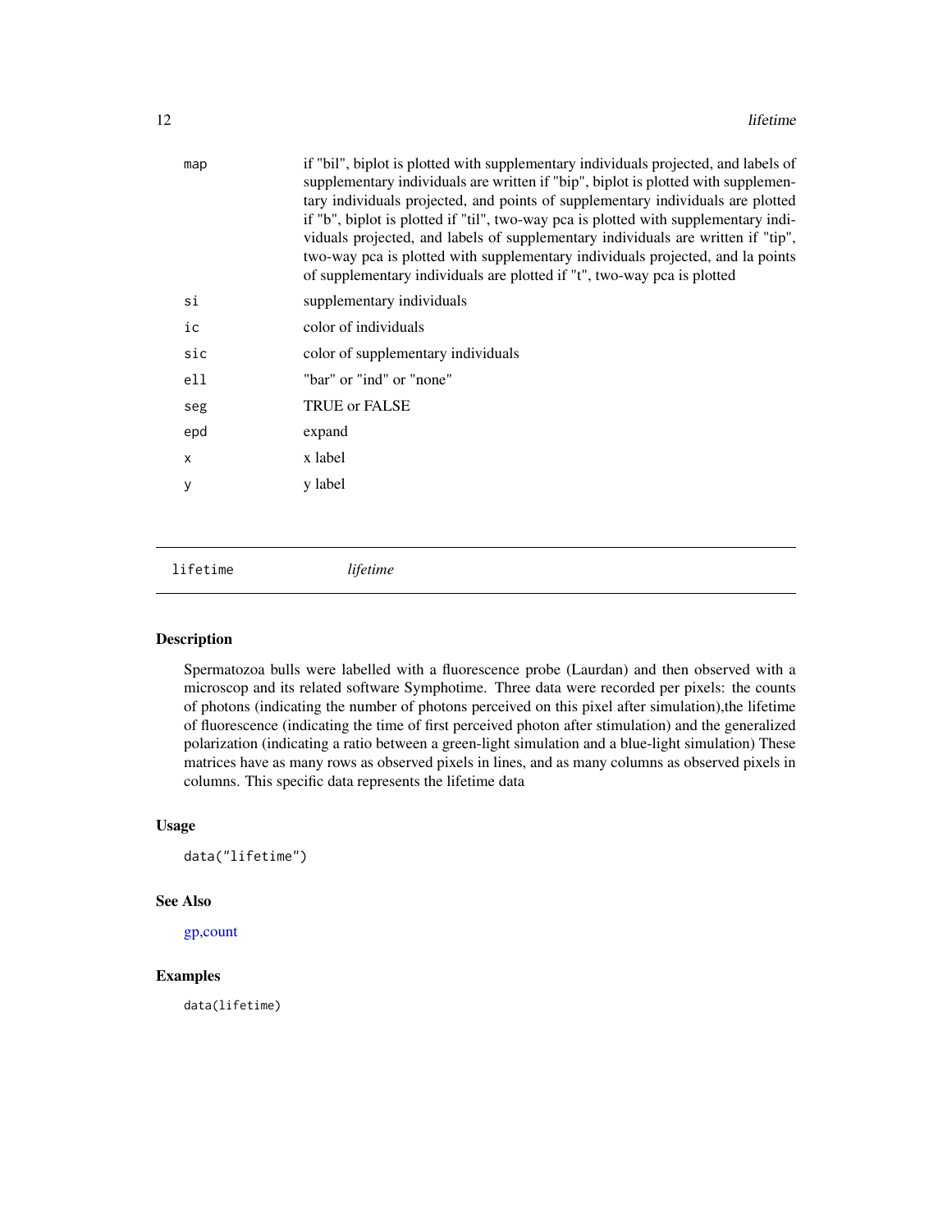| | |
|---|---|
| map | if "bil", biplot is plotted with supplementary individuals projected, and labels of supplementary individuals are written if "bip", biplot is plotted with supplementary individuals projected, and points of supplementary individuals are plotted if "b", biplot is plotted if "til", two-way pca is plotted with supplementary individuals projected, and labels of supplementary individuals are written if "tip", two-way pca is plotted with supplementary individuals projected, and la points of supplementary individuals are plotted if "t", two-way pca is plotted |
| si | supplementary individuals |
| ic | color of individuals |
| sic | color of supplementary individuals |
| ell | "bar" or "ind" or "none" |
| seg | TRUE or FALSE |
| epd | expand |
| x | x label |
| y | y label |

## lifetime *lifetime*

### Description

Spermatozoa bulls were labelled with a fluorescence probe (Laurdan) and then observed with a microscop and its related software Symphotime. Three data were recorded per pixels: the counts of photons (indicating the number of photons perceived on this pixel after simulation),the lifetime of fluorescence (indicating the time of first perceived photon after stimulation) and the generalized polarization (indicating a ratio between a green-light simulation and a blue-light simulation) These matrices have as many rows as observed pixels in lines, and as many columns as observed pixels in columns. This specific data represents the lifetime data

### Usage

```
data("lifetime")
```

### See Also

gp,count

### Examples

```
data(lifetime)
```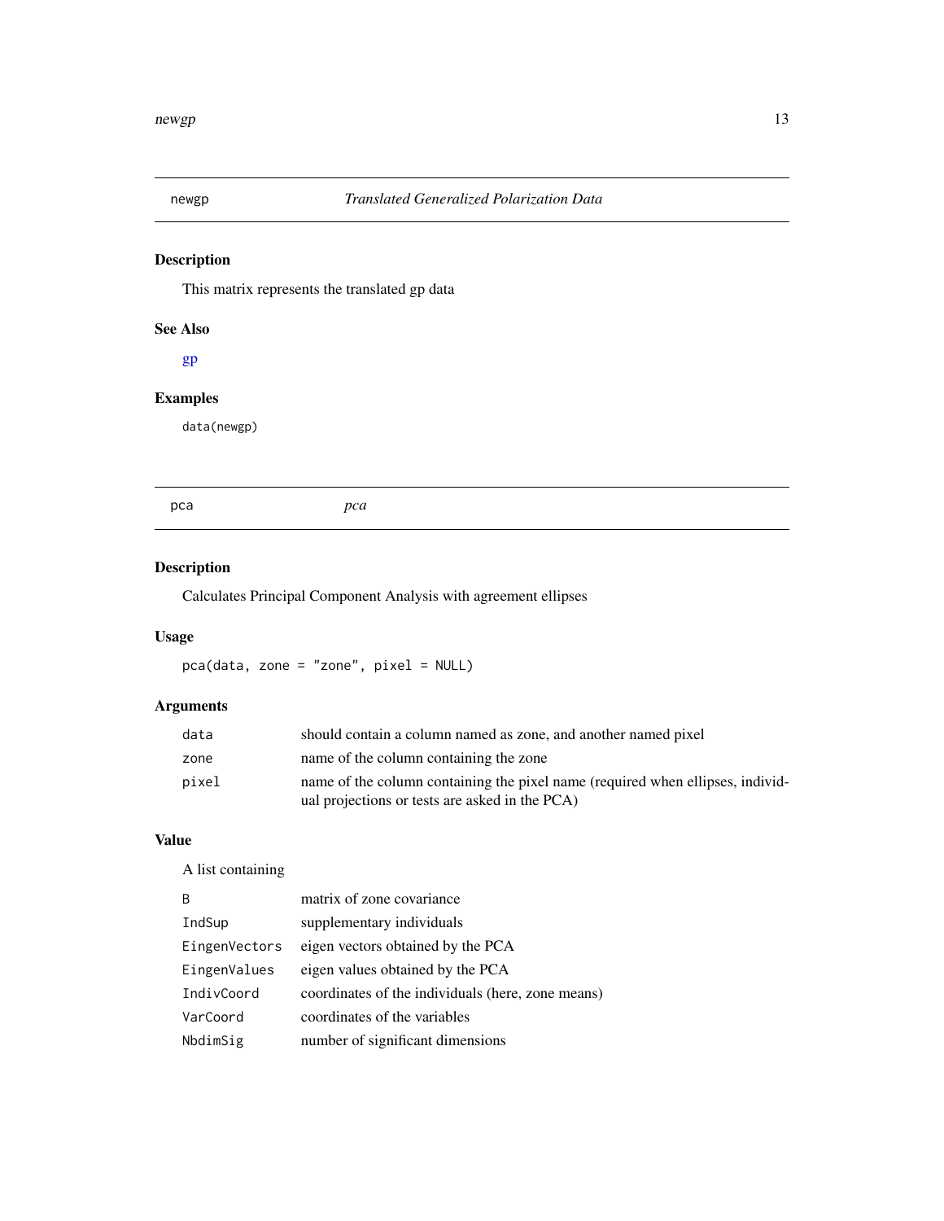## newgp — *Translated Generalized Polarization Data*

### Description

This matrix represents the translated gp data

### See Also

gp

### Examples

```
data(newgp)
```

## pca — *pca*

### Description

Calculates Principal Component Analysis with agreement ellipses

### Usage

```
pca(data, zone = "zone", pixel = NULL)
```

### Arguments

| | |
|---|---|
| data | should contain a column named as zone, and another named pixel |
| zone | name of the column containing the zone |
| pixel | name of the column containing the pixel name (required when ellipses, individual projections or tests are asked in the PCA) |

### Value

A list containing

| | |
|---|---|
| B | matrix of zone covariance |
| IndSup | supplementary individuals |
| EingenVectors | eigen vectors obtained by the PCA |
| EingenValues | eigen values obtained by the PCA |
| IndivCoord | coordinates of the individuals (here, zone means) |
| VarCoord | coordinates of the variables |
| NbdimSig | number of significant dimensions |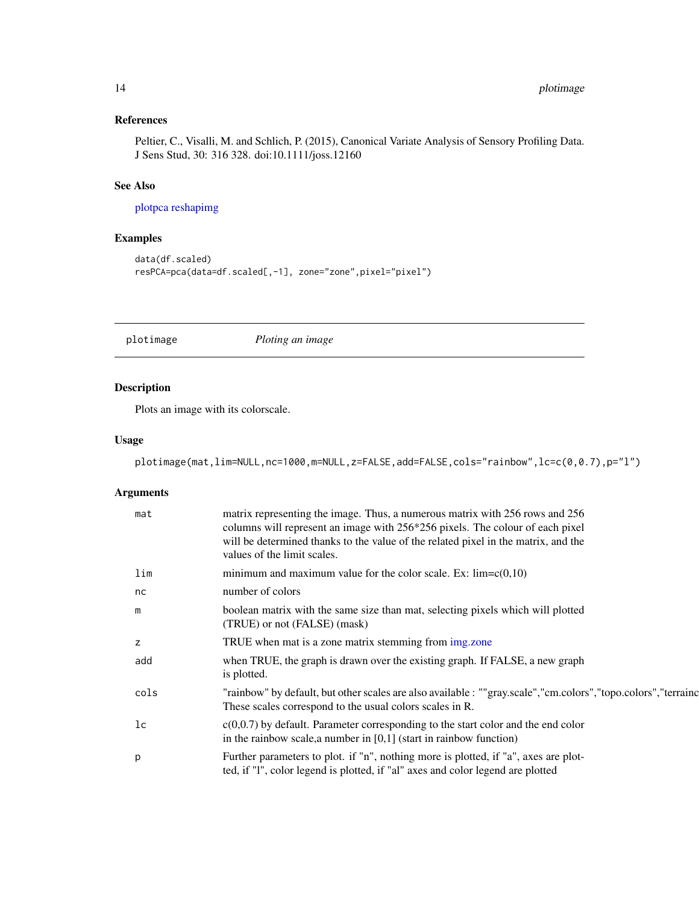## References

Peltier, C., Visalli, M. and Schlich, P. (2015), Canonical Variate Analysis of Sensory Profiling Data. J Sens Stud, 30: 316 328. doi:10.1111/joss.12160

## See Also

plotpca reshapimg

## Examples

```
data(df.scaled)
resPCA=pca(data=df.scaled[,-1], zone="zone",pixel="pixel")
```

---

# plotimage    *Ploting an image*

---

## Description

Plots an image with its colorscale.

## Usage

```
plotimage(mat,lim=NULL,nc=1000,m=NULL,z=FALSE,add=FALSE,cols="rainbow",lc=c(0,0.7),p="l")
```

## Arguments

| | |
|---|---|
| mat | matrix representing the image. Thus, a numerous matrix with 256 rows and 256 columns will represent an image with 256*256 pixels. The colour of each pixel will be determined thanks to the value of the related pixel in the matrix, and the values of the limit scales. |
| lim | minimum and maximum value for the color scale. Ex: lim=c(0,10) |
| nc | number of colors |
| m | boolean matrix with the same size than mat, selecting pixels which will plotted (TRUE) or not (FALSE) (mask) |
| z | TRUE when mat is a zone matrix stemming from img.zone |
| add | when TRUE, the graph is drawn over the existing graph. If FALSE, a new graph is plotted. |
| cols | "rainbow" by default, but other scales are also available : ""gray.scale","cm.colors","topo.colors","terrainc These scales correspond to the usual colors scales in R. |
| lc | c(0,0.7) by default. Parameter corresponding to the start color and the end color in the rainbow scale,a number in [0,1] (start in rainbow function) |
| p | Further parameters to plot. if "n", nothing more is plotted, if "a", axes are plotted, if "l", color legend is plotted, if "al" axes and color legend are plotted |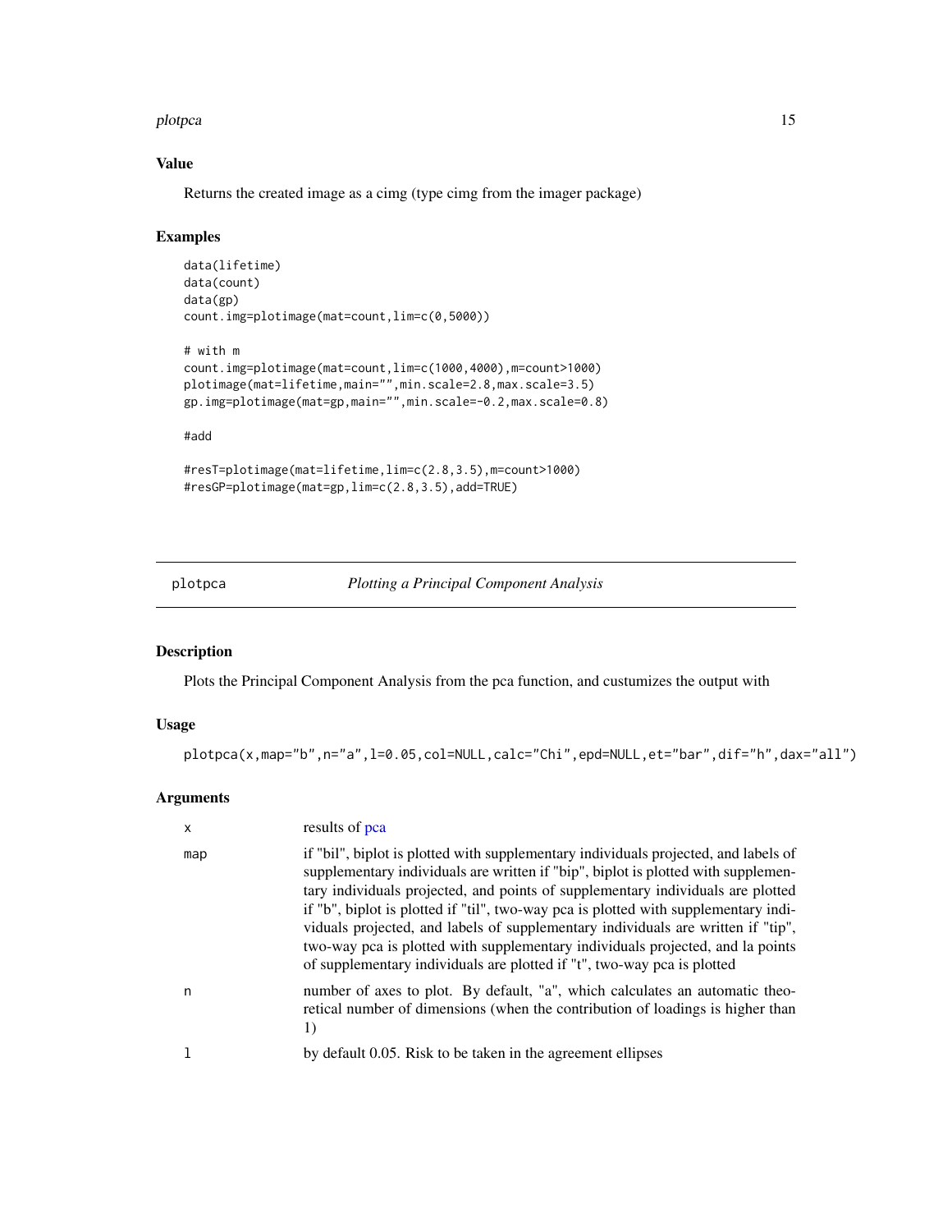## Value

Returns the created image as a cimg (type cimg from the imager package)

## Examples

```
data(lifetime)
data(count)
data(gp)
count.img=plotimage(mat=count,lim=c(0,5000))

# with m
count.img=plotimage(mat=count,lim=c(1000,4000),m=count>1000)
plotimage(mat=lifetime,main="",min.scale=2.8,max.scale=3.5)
gp.img=plotimage(mat=gp,main="",min.scale=-0.2,max.scale=0.8)

#add

#resT=plotimage(mat=lifetime,lim=c(2.8,3.5),m=count>1000)
#resGP=plotimage(mat=gp,lim=c(2.8,3.5),add=TRUE)
```

---

# plotpca *Plotting a Principal Component Analysis*

## Description

Plots the Principal Component Analysis from the pca function, and custumizes the output with

## Usage

```
plotpca(x,map="b",n="a",l=0.05,col=NULL,calc="Chi",epd=NULL,et="bar",dif="h",dax="all")
```

## Arguments

| | |
|---|---|
| x | results of pca |
| map | if "bil", biplot is plotted with supplementary individuals projected, and labels of supplementary individuals are written if "bip", biplot is plotted with supplementary individuals projected, and points of supplementary individuals are plotted if "b", biplot is plotted if "til", two-way pca is plotted with supplementary individuals projected, and labels of supplementary individuals are written if "tip", two-way pca is plotted with supplementary individuals projected, and la points of supplementary individuals are plotted if "t", two-way pca is plotted |
| n | number of axes to plot. By default, "a", which calculates an automatic theoretical number of dimensions (when the contribution of loadings is higher than 1) |
| l | by default 0.05. Risk to be taken in the agreement ellipses |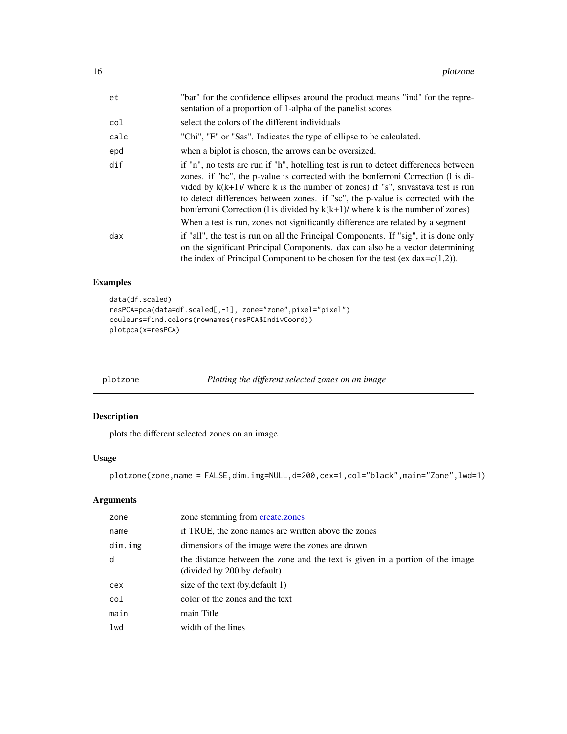| | |
|---|---|
| et | "bar" for the confidence ellipses around the product means "ind" for the representation of a proportion of 1-alpha of the panelist scores |
| col | select the colors of the different individuals |
| calc | "Chi", "F" or "Sas". Indicates the type of ellipse to be calculated. |
| epd | when a biplot is chosen, the arrows can be oversized. |
| dif | if "n", no tests are run if "h", hotelling test is run to detect differences between zones. if "hc", the p-value is corrected with the bonferroni Correction (l is divided by k(k+1)/ where k is the number of zones) if "s", srivastava test is run to detect differences between zones. if "sc", the p-value is corrected with the bonferroni Correction (l is divided by k(k+1)/ where k is the number of zones) When a test is run, zones not significantly difference are related by a segment |
| dax | if "all", the test is run on all the Principal Components. If "sig", it is done only on the significant Principal Components. dax can also be a vector determining the index of Principal Component to be chosen for the test (ex dax=c(1,2)). |

## Examples

```
data(df.scaled)
resPCA=pca(data=df.scaled[,-1], zone="zone",pixel="pixel")
couleurs=find.colors(rownames(resPCA$IndivCoord))
plotpca(x=resPCA)
```

---

# plotzone — *Plotting the different selected zones on an image*

## Description

plots the different selected zones on an image

## Usage

```
plotzone(zone,name = FALSE,dim.img=NULL,d=200,cex=1,col="black",main="Zone",lwd=1)
```

## Arguments

| | |
|---|---|
| zone | zone stemming from create.zones |
| name | if TRUE, the zone names are written above the zones |
| dim.img | dimensions of the image were the zones are drawn |
| d | the distance between the zone and the text is given in a portion of the image (divided by 200 by default) |
| cex | size of the text (by.default 1) |
| col | color of the zones and the text |
| main | main Title |
| lwd | width of the lines |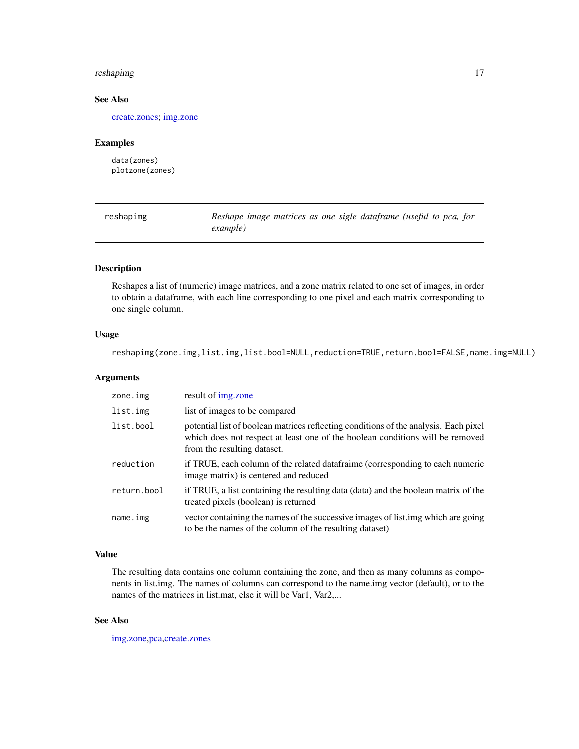## See Also

create.zones; img.zone

## Examples

```
data(zones)
plotzone(zones)
```

---

# reshapimg — *Reshape image matrices as one sigle dataframe (useful to pca, for example)*

---

## Description

Reshapes a list of (numeric) image matrices, and a zone matrix related to one set of images, in order to obtain a dataframe, with each line corresponding to one pixel and each matrix corresponding to one single column.

## Usage

```
reshapimg(zone.img,list.img,list.bool=NULL,reduction=TRUE,return.bool=FALSE,name.img=NULL)
```

## Arguments

| | |
|---|---|
| `zone.img` | result of img.zone |
| `list.img` | list of images to be compared |
| `list.bool` | potential list of boolean matrices reflecting conditions of the analysis. Each pixel which does not respect at least one of the boolean conditions will be removed from the resulting dataset. |
| `reduction` | if TRUE, each column of the related dataframe (corresponding to each numeric image matrix) is centered and reduced |
| `return.bool` | if TRUE, a list containing the resulting data (data) and the boolean matrix of the treated pixels (boolean) is returned |
| `name.img` | vector containing the names of the successive images of list.img which are going to be the names of the column of the resulting dataset) |

## Value

The resulting data contains one column containing the zone, and then as many columns as components in list.img. The names of columns can correspond to the name.img vector (default), or to the names of the matrices in list.mat, else it will be Var1, Var2,...

## See Also

img.zone,pca,create.zones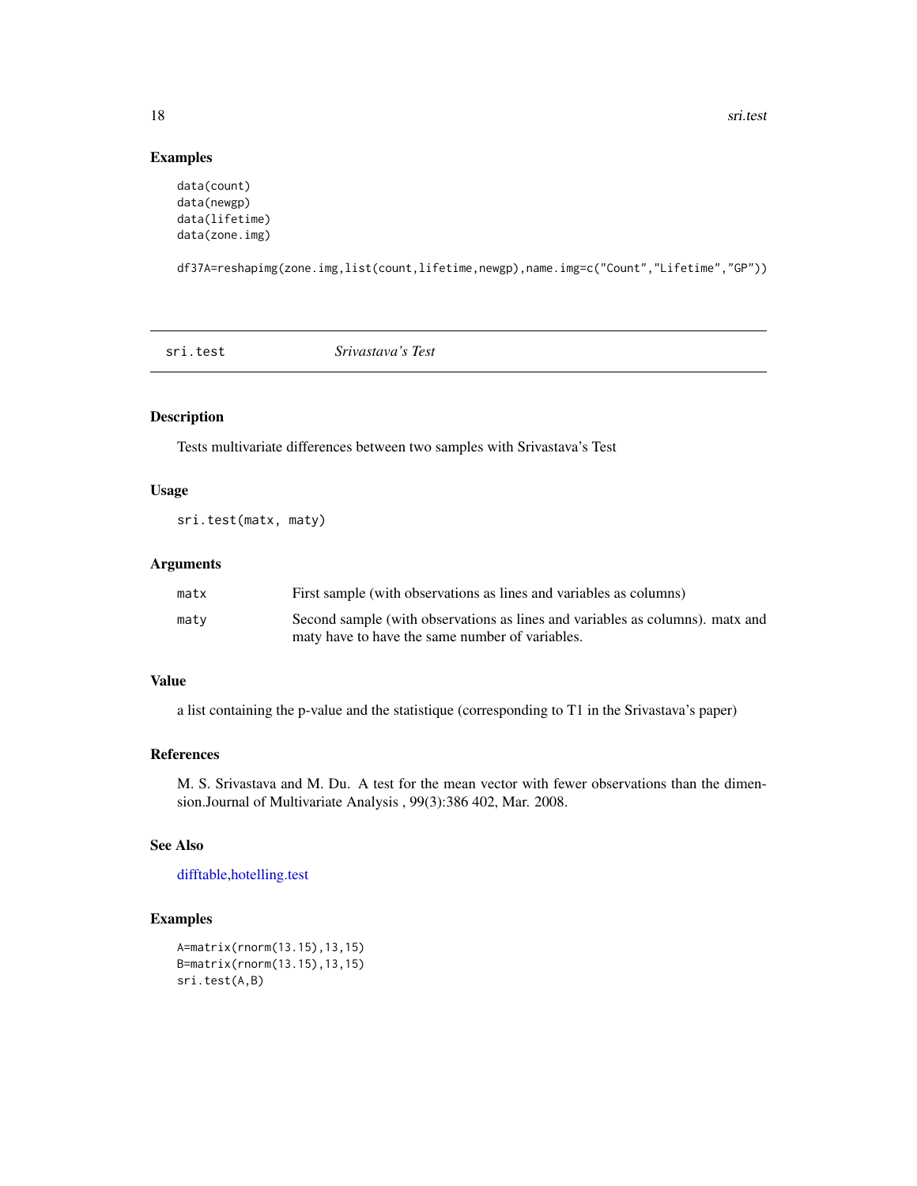## Examples

```
data(count)
data(newgp)
data(lifetime)
data(zone.img)

df37A=reshapimg(zone.img,list(count,lifetime,newgp),name.img=c("Count","Lifetime","GP"))
```

---

# sri.test *Srivastava's Test*

---

## Description

Tests multivariate differences between two samples with Srivastava's Test

## Usage

```
sri.test(matx, maty)
```

## Arguments

| | |
|---|---|
| matx | First sample (with observations as lines and variables as columns) |
| maty | Second sample (with observations as lines and variables as columns). matx and maty have to have the same number of variables. |

## Value

a list containing the p-value and the statistique (corresponding to T1 in the Srivastava's paper)

## References

M. S. Srivastava and M. Du. A test for the mean vector with fewer observations than the dimension.Journal of Multivariate Analysis , 99(3):386 402, Mar. 2008.

## See Also

difftable,hotelling.test

## Examples

```
A=matrix(rnorm(13.15),13,15)
B=matrix(rnorm(13.15),13,15)
sri.test(A,B)
```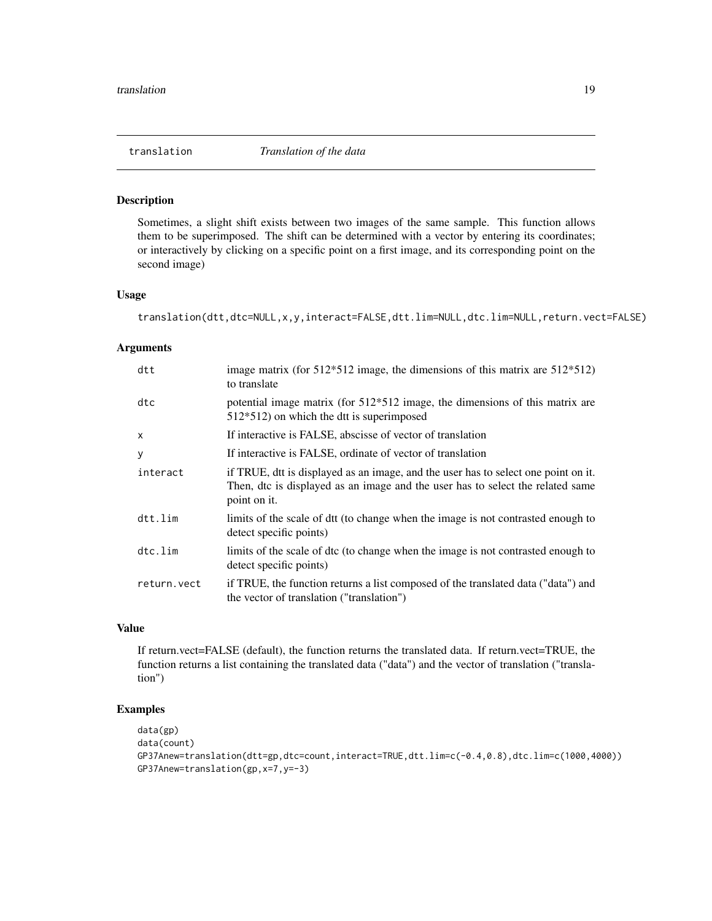# translation — *Translation of the data*

## Description

Sometimes, a slight shift exists between two images of the same sample. This function allows them to be superimposed. The shift can be determined with a vector by entering its coordinates; or interactively by clicking on a specific point on a first image, and its corresponding point on the second image)

## Usage

```
translation(dtt,dtc=NULL,x,y,interact=FALSE,dtt.lim=NULL,dtc.lim=NULL,return.vect=FALSE)
```

## Arguments

| | |
|---|---|
| `dtt` | image matrix (for 512*512 image, the dimensions of this matrix are 512*512) to translate |
| `dtc` | potential image matrix (for 512*512 image, the dimensions of this matrix are 512*512) on which the dtt is superimposed |
| `x` | If interactive is FALSE, abscisse of vector of translation |
| `y` | If interactive is FALSE, ordinate of vector of translation |
| `interact` | if TRUE, dtt is displayed as an image, and the user has to select one point on it. Then, dtc is displayed as an image and the user has to select the related same point on it. |
| `dtt.lim` | limits of the scale of dtt (to change when the image is not contrasted enough to detect specific points) |
| `dtc.lim` | limits of the scale of dtc (to change when the image is not contrasted enough to detect specific points) |
| `return.vect` | if TRUE, the function returns a list composed of the translated data ("data") and the vector of translation ("translation") |

## Value

If return.vect=FALSE (default), the function returns the translated data. If return.vect=TRUE, the function returns a list containing the translated data ("data") and the vector of translation ("translation")

## Examples

```
data(gp)
data(count)
GP37Anew=translation(dtt=gp,dtc=count,interact=TRUE,dtt.lim=c(-0.4,0.8),dtc.lim=c(1000,4000))
GP37Anew=translation(gp,x=7,y=-3)
```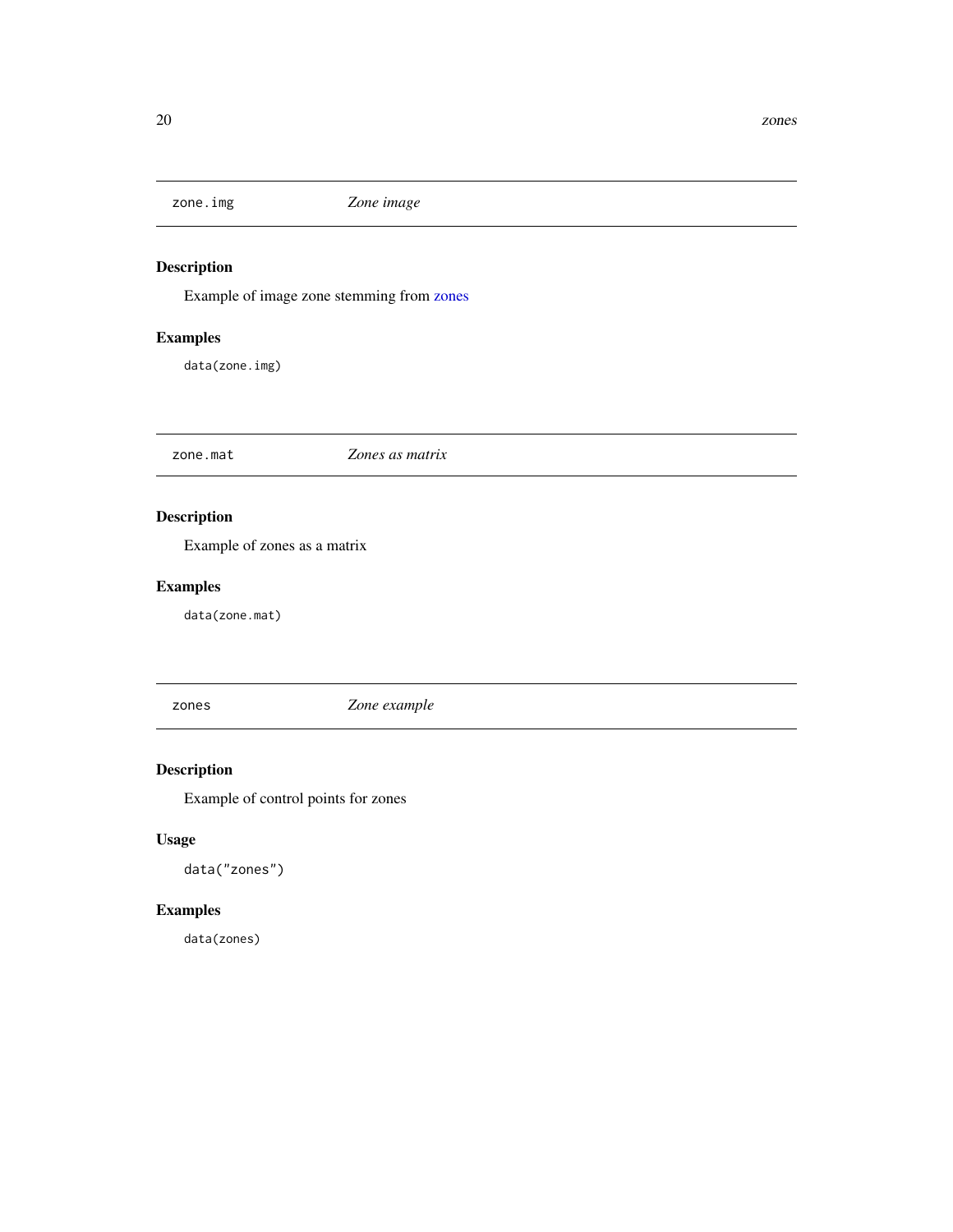## zone.img *Zone image*

### Description

Example of image zone stemming from zones

### Examples

```
data(zone.img)
```

## zone.mat *Zones as matrix*

### Description

Example of zones as a matrix

### Examples

```
data(zone.mat)
```

## zones *Zone example*

### Description

Example of control points for zones

### Usage

```
data("zones")
```

### Examples

```
data(zones)
```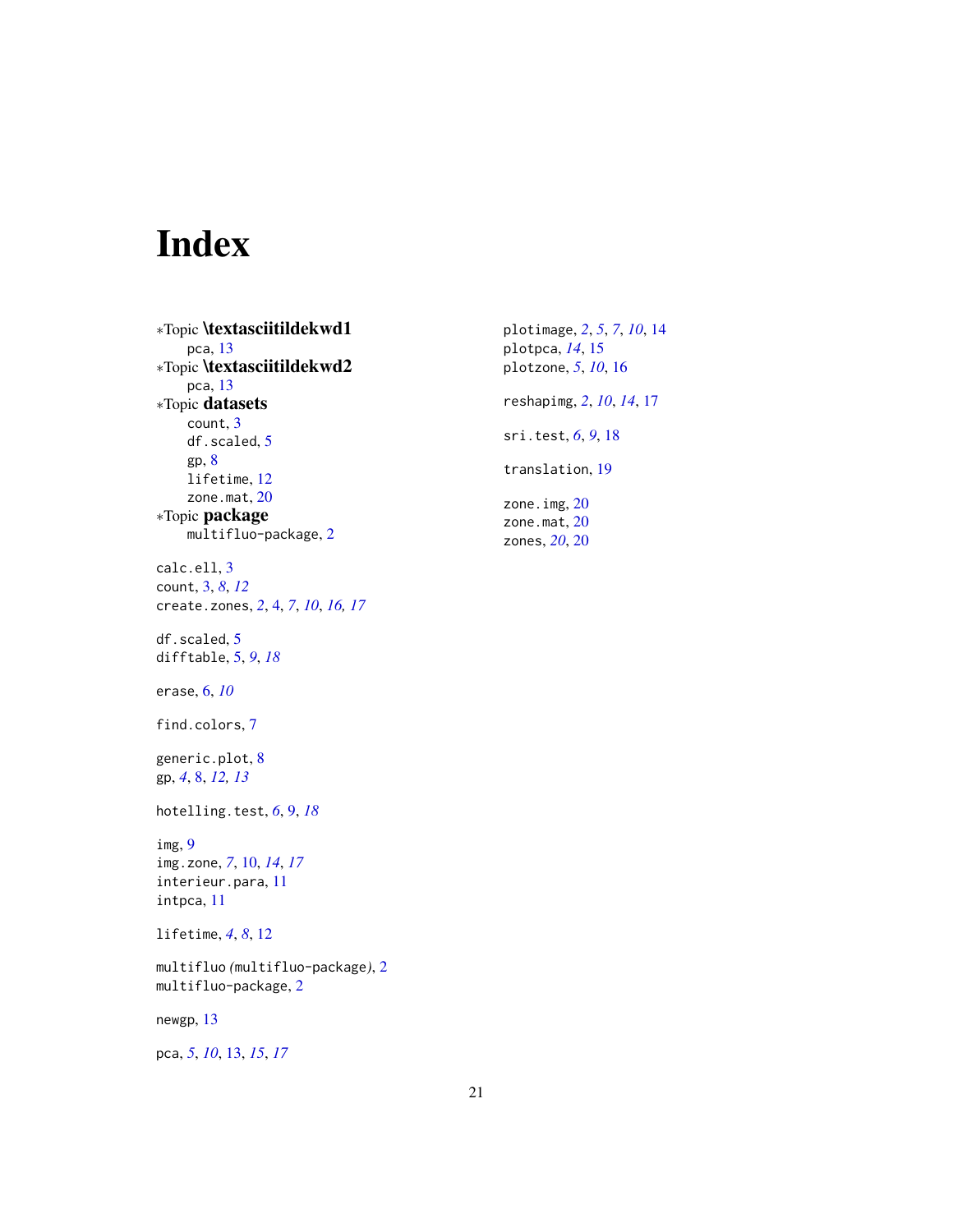# Index

*Topic **\textasciitildekwd1**
- pca, 13

*Topic **\textasciitildekwd2**
- pca, 13

*Topic **datasets**
- count, 3
- df.scaled, 5
- gp, 8
- lifetime, 12
- zone.mat, 20

*Topic **package**
- multifluo-package, 2

calc.ell, 3
count, 3, *8*, *12*
create.zones, *2*, 4, *7*, *10*, *16, 17*

df.scaled, 5
difftable, 5, *9*, *18*

erase, 6, *10*

find.colors, 7

generic.plot, 8
gp, *4*, 8, *12, 13*

hotelling.test, *6*, 9, *18*

img, 9
img.zone, *7*, 10, *14*, *17*
interieur.para, 11
intpca, 11

lifetime, *4*, *8*, 12

multifluo *(*multifluo-package*)*, 2
multifluo-package, 2

newgp, 13

pca, *5*, *10*, 13, *15*, *17*
plotimage, *2*, *5*, *7*, *10*, 14
plotpca, *14*, 15
plotzone, *5*, *10*, 16

reshapimg, *2*, *10*, *14*, 17

sri.test, *6*, *9*, 18

translation, 19

zone.img, 20
zone.mat, 20
zones, *20*, 20